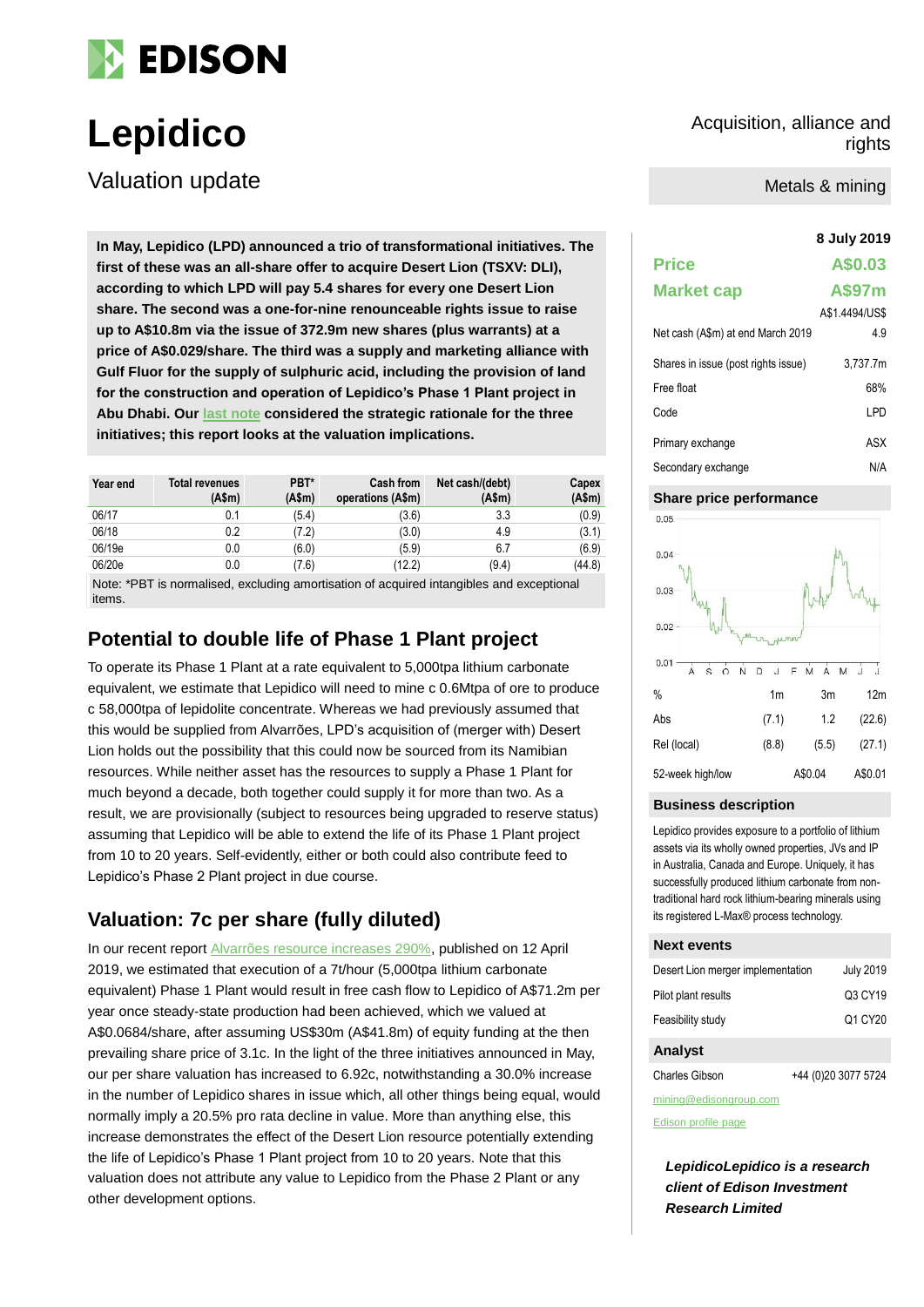# Lepidico

Valuation update

Acquisition, alliance and rights

Metals & mining

**In May, Lepidico (LPD) announced a trio of transformational initiatives. The first of these was an all-share offer to acquire Desert Lion (TSXV: DLI), according to which LPD will pay 5.4 shares for every one Desert Lion share. The second was a one-for-nine renounceable rights issue to raise up to A$10.8m via the issue of 372.9m new shares (plus warrants) at a price of A$0.029/share. The third was a supply and marketing alliance with Gulf Fluor for the supply of sulphuric acid, including the provision of land for the construction and operation of Lepidico's Phase 1 Plant project in Abu Dhabi. Our last note considered the strategic rationale for the three initiatives; this report looks at the valuation implications.**

| Year end | Total revenues (A$m) | PBT* (A$m) | Cash from operations (A$m) | Net cash/(debt) (A$m) | Capex (A$m) |
|---|---|---|---|---|---|
| 06/17 | 0.1 | (5.4) | (3.6) | 3.3 | (0.9) |
| 06/18 | 0.2 | (7.2) | (3.0) | 4.9 | (3.1) |
| 06/19e | 0.0 | (6.0) | (5.9) | 6.7 | (6.9) |
| 06/20e | 0.0 | (7.6) | (12.2) | (9.4) | (44.8) |

Note: *PBT is normalised, excluding amortisation of acquired intangibles and exceptional items.

## Potential to double life of Phase 1 Plant project

To operate its Phase 1 Plant at a rate equivalent to 5,000tpa lithium carbonate equivalent, we estimate that Lepidico will need to mine c 0.6Mtpa of ore to produce c 58,000tpa of lepidolite concentrate. Whereas we had previously assumed that this would be supplied from Alvarrões, LPD's acquisition of (merger with) Desert Lion holds out the possibility that this could now be sourced from its Namibian resources. While neither asset has the resources to supply a Phase 1 Plant for much beyond a decade, both together could supply it for more than two. As a result, we are provisionally (subject to resources being upgraded to reserve status) assuming that Lepidico will be able to extend the life of its Phase 1 Plant project from 10 to 20 years. Self-evidently, either or both could also contribute feed to Lepidico's Phase 2 Plant project in due course.

## Valuation: 7c per share (fully diluted)

In our recent report Alvarrões resource increases 290%, published on 12 April 2019, we estimated that execution of a 7t/hour (5,000tpa lithium carbonate equivalent) Phase 1 Plant would result in free cash flow to Lepidico of A$71.2m per year once steady-state production had been achieved, which we valued at A$0.0684/share, after assuming US$30m (A$41.8m) of equity funding at the then prevailing share price of 3.1c. In the light of the three initiatives announced in May, our per share valuation has increased to 6.92c, notwithstanding a 30.0% increase in the number of Lepidico shares in issue which, all other things being equal, would normally imply a 20.5% pro rata decline in value. More than anything else, this increase demonstrates the effect of the Desert Lion resource potentially extending the life of Lepidico's Phase 1 Plant project from 10 to 20 years. Note that this valuation does not attribute any value to Lepidico from the Phase 2 Plant or any other development options.

**8 July 2019**

| | |
|---|---|
| **Price** | **A$0.03** |
| **Market cap** | **A$97m** |
| | A$1.4494/US$ |
| Net cash (A$m) at end March 2019 | 4.9 |
| Shares in issue (post rights issue) | 3,737.7m |
| Free float | 68% |
| Code | LPD |
| Primary exchange | ASX |
| Secondary exchange | N/A |

### Share price performance

| % | 1m | 3m | 12m |
|---|---|---|---|
| Abs | (7.1) | 1.2 | (22.6) |
| Rel (local) | (8.8) | (5.5) | (27.1) |
| 52-week high/low | | A$0.04 | A$0.01 |

### Business description

Lepidico provides exposure to a portfolio of lithium assets via its wholly owned properties, JVs and IP in Australia, Canada and Europe. Uniquely, it has successfully produced lithium carbonate from non-traditional hard rock lithium-bearing minerals using its registered L-Max® process technology.

### Next events

| | |
|---|---|
| Desert Lion merger implementation | July 2019 |
| Pilot plant results | Q3 CY19 |
| Feasibility study | Q1 CY20 |

### Analyst

Charles Gibson +44 (0)20 3077 5724

mining@edisongroup.com

Edison profile page

***LepidicoLepidico is a research client of Edison Investment Research Limited***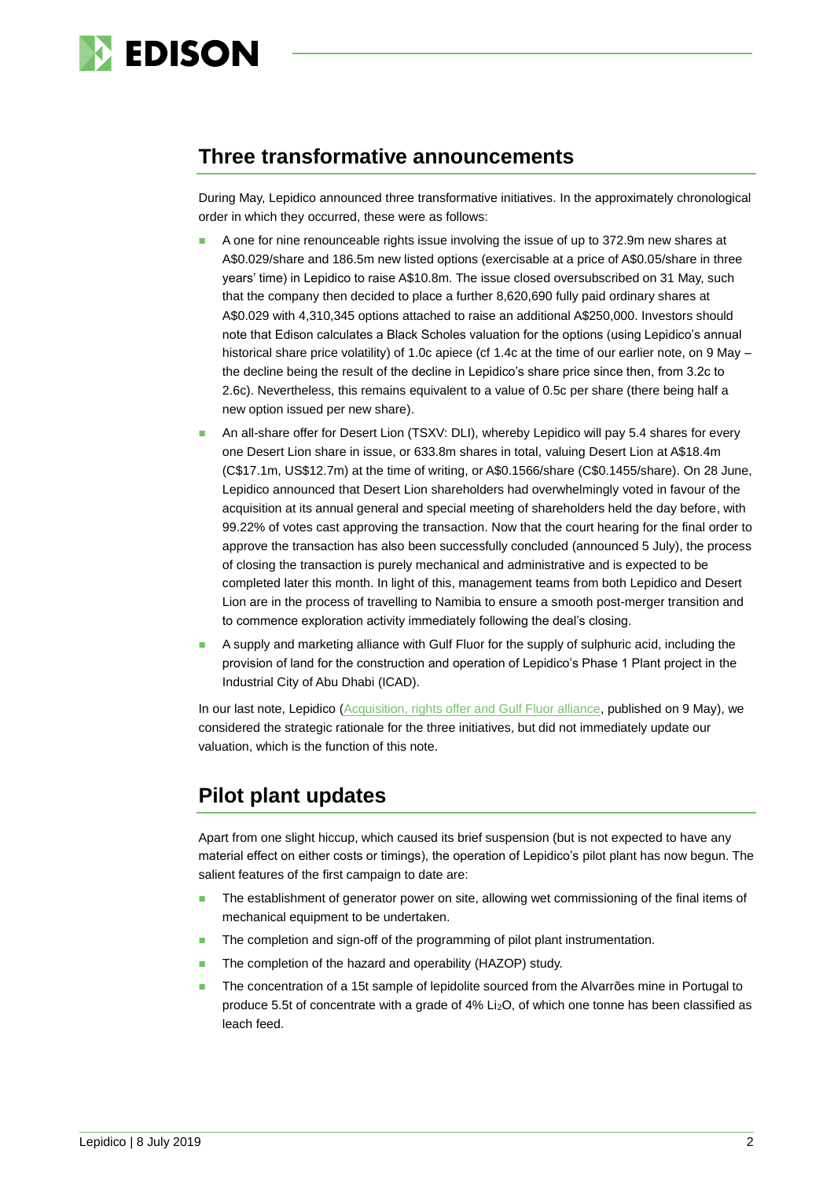## Three transformative announcements

During May, Lepidico announced three transformative initiatives. In the approximately chronological order in which they occurred, these were as follows:

- A one for nine renounceable rights issue involving the issue of up to 372.9m new shares at A$0.029/share and 186.5m new listed options (exercisable at a price of A$0.05/share in three years' time) in Lepidico to raise A$10.8m. The issue closed oversubscribed on 31 May, such that the company then decided to place a further 8,620,690 fully paid ordinary shares at A$0.029 with 4,310,345 options attached to raise an additional A$250,000. Investors should note that Edison calculates a Black Scholes valuation for the options (using Lepidico's annual historical share price volatility) of 1.0c apiece (cf 1.4c at the time of our earlier note, on 9 May – the decline being the result of the decline in Lepidico's share price since then, from 3.2c to 2.6c). Nevertheless, this remains equivalent to a value of 0.5c per share (there being half a new option issued per new share).
- An all-share offer for Desert Lion (TSXV: DLI), whereby Lepidico will pay 5.4 shares for every one Desert Lion share in issue, or 633.8m shares in total, valuing Desert Lion at A$18.4m (C$17.1m, US$12.7m) at the time of writing, or A$0.1566/share (C$0.1455/share). On 28 June, Lepidico announced that Desert Lion shareholders had overwhelmingly voted in favour of the acquisition at its annual general and special meeting of shareholders held the day before, with 99.22% of votes cast approving the transaction. Now that the court hearing for the final order to approve the transaction has also been successfully concluded (announced 5 July), the process of closing the transaction is purely mechanical and administrative and is expected to be completed later this month. In light of this, management teams from both Lepidico and Desert Lion are in the process of travelling to Namibia to ensure a smooth post-merger transition and to commence exploration activity immediately following the deal's closing.
- A supply and marketing alliance with Gulf Fluor for the supply of sulphuric acid, including the provision of land for the construction and operation of Lepidico's Phase 1 Plant project in the Industrial City of Abu Dhabi (ICAD).

In our last note, Lepidico (Acquisition, rights offer and Gulf Fluor alliance, published on 9 May), we considered the strategic rationale for the three initiatives, but did not immediately update our valuation, which is the function of this note.

## Pilot plant updates

Apart from one slight hiccup, which caused its brief suspension (but is not expected to have any material effect on either costs or timings), the operation of Lepidico's pilot plant has now begun. The salient features of the first campaign to date are:

- The establishment of generator power on site, allowing wet commissioning of the final items of mechanical equipment to be undertaken.
- The completion and sign-off of the programming of pilot plant instrumentation.
- The completion of the hazard and operability (HAZOP) study.
- The concentration of a 15t sample of lepidolite sourced from the Alvarrões mine in Portugal to produce 5.5t of concentrate with a grade of 4% $Li_2O$, of which one tonne has been classified as leach feed.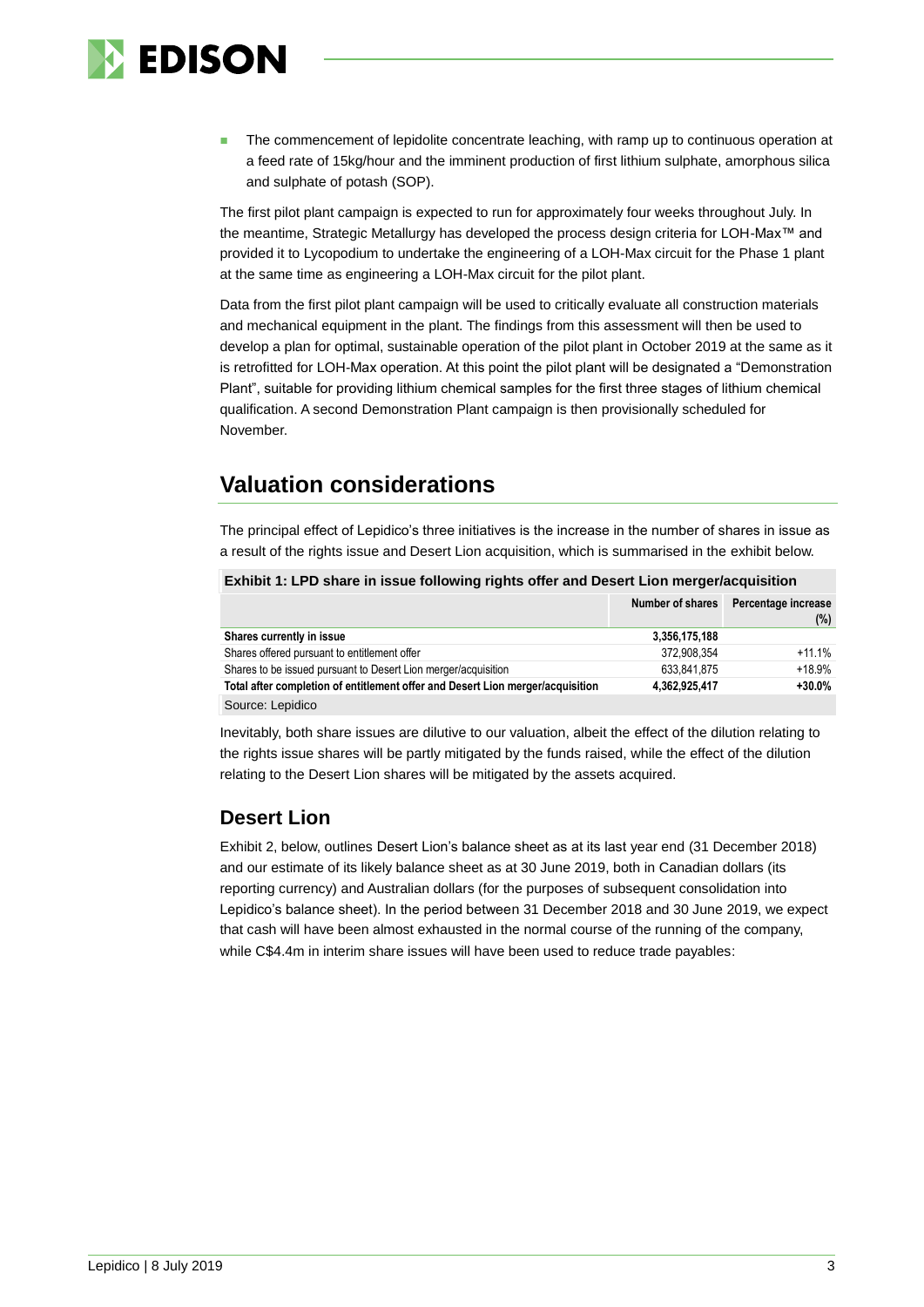- The commencement of lepidolite concentrate leaching, with ramp up to continuous operation at a feed rate of 15kg/hour and the imminent production of first lithium sulphate, amorphous silica and sulphate of potash (SOP).

The first pilot plant campaign is expected to run for approximately four weeks throughout July. In the meantime, Strategic Metallurgy has developed the process design criteria for LOH-Max™ and provided it to Lycopodium to undertake the engineering of a LOH-Max circuit for the Phase 1 plant at the same time as engineering a LOH-Max circuit for the pilot plant.

Data from the first pilot plant campaign will be used to critically evaluate all construction materials and mechanical equipment in the plant. The findings from this assessment will then be used to develop a plan for optimal, sustainable operation of the pilot plant in October 2019 at the same as it is retrofitted for LOH-Max operation. At this point the pilot plant will be designated a "Demonstration Plant", suitable for providing lithium chemical samples for the first three stages of lithium chemical qualification. A second Demonstration Plant campaign is then provisionally scheduled for November.

## Valuation considerations

The principal effect of Lepidico's three initiatives is the increase in the number of shares in issue as a result of the rights issue and Desert Lion acquisition, which is summarised in the exhibit below.

**Exhibit 1: LPD share in issue following rights offer and Desert Lion merger/acquisition**

| | Number of shares | Percentage increase (%) |
|---|---|---|
| **Shares currently in issue** | **3,356,175,188** | |
| Shares offered pursuant to entitlement offer | 372,908,354 | +11.1% |
| Shares to be issued pursuant to Desert Lion merger/acquisition | 633,841,875 | +18.9% |
| **Total after completion of entitlement offer and Desert Lion merger/acquisition** | **4,362,925,417** | **+30.0%** |

Source: Lepidico

Inevitably, both share issues are dilutive to our valuation, albeit the effect of the dilution relating to the rights issue shares will be partly mitigated by the funds raised, while the effect of the dilution relating to the Desert Lion shares will be mitigated by the assets acquired.

### Desert Lion

Exhibit 2, below, outlines Desert Lion's balance sheet as at its last year end (31 December 2018) and our estimate of its likely balance sheet as at 30 June 2019, both in Canadian dollars (its reporting currency) and Australian dollars (for the purposes of subsequent consolidation into Lepidico's balance sheet). In the period between 31 December 2018 and 30 June 2019, we expect that cash will have been almost exhausted in the normal course of the running of the company, while C$4.4m in interim share issues will have been used to reduce trade payables: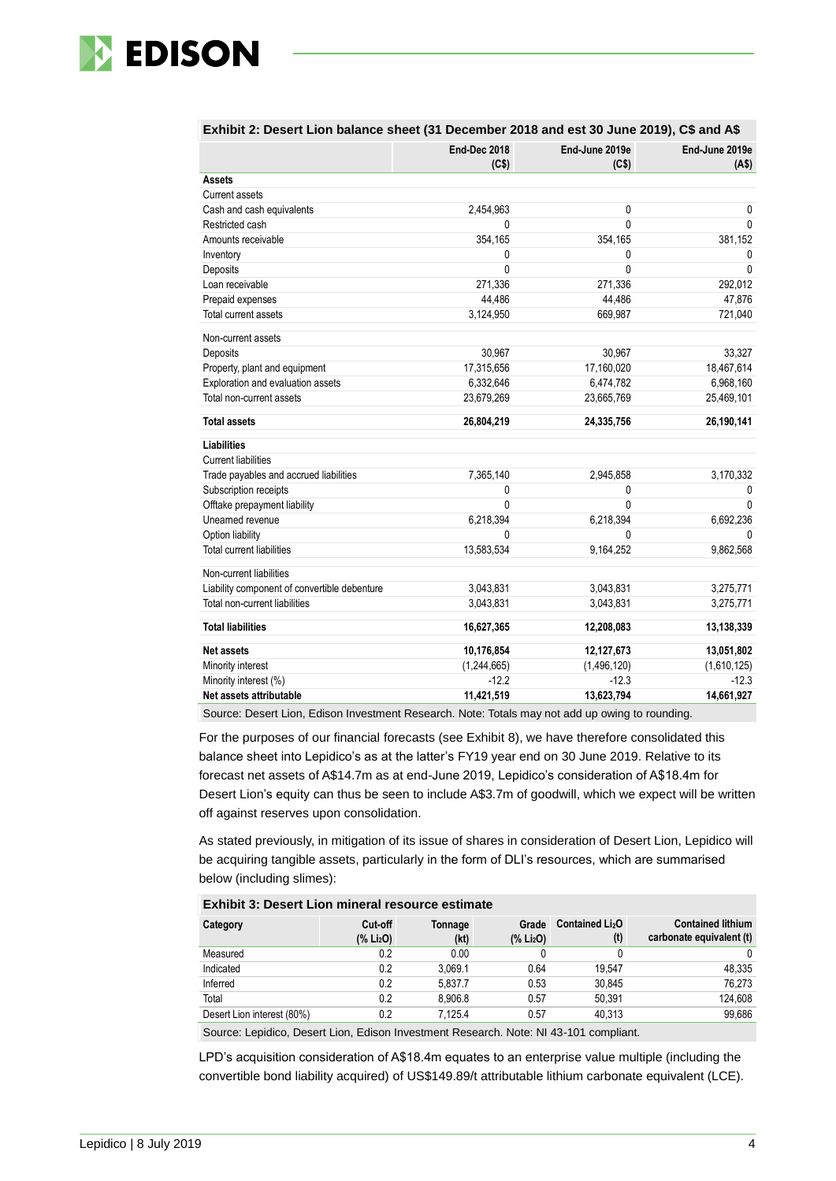**Exhibit 2: Desert Lion balance sheet (31 December 2018 and est 30 June 2019), C$ and A$**

| | End-Dec 2018 (C$) | End-June 2019e (C$) | End-June 2019e (A$) |
|---|---|---|---|
| **Assets** | | | |
| Current assets | | | |
| Cash and cash equivalents | 2,454,963 | 0 | 0 |
| Restricted cash | 0 | 0 | 0 |
| Amounts receivable | 354,165 | 354,165 | 381,152 |
| Inventory | 0 | 0 | 0 |
| Deposits | 0 | 0 | 0 |
| Loan receivable | 271,336 | 271,336 | 292,012 |
| Prepaid expenses | 44,486 | 44,486 | 47,876 |
| Total current assets | 3,124,950 | 669,987 | 721,040 |
| Non-current assets | | | |
| Deposits | 30,967 | 30,967 | 33,327 |
| Property, plant and equipment | 17,315,656 | 17,160,020 | 18,467,614 |
| Exploration and evaluation assets | 6,332,646 | 6,474,782 | 6,968,160 |
| Total non-current assets | 23,679,269 | 23,665,769 | 25,469,101 |
| **Total assets** | **26,804,219** | **24,335,756** | **26,190,141** |
| **Liabilities** | | | |
| Current liabilities | | | |
| Trade payables and accrued liabilities | 7,365,140 | 2,945,858 | 3,170,332 |
| Subscription receipts | 0 | 0 | 0 |
| Offtake prepayment liability | 0 | 0 | 0 |
| Unearned revenue | 6,218,394 | 6,218,394 | 6,692,236 |
| Option liability | 0 | 0 | 0 |
| Total current liabilities | 13,583,534 | 9,164,252 | 9,862,568 |
| Non-current liabilities | | | |
| Liability component of convertible debenture | 3,043,831 | 3,043,831 | 3,275,771 |
| Total non-current liabilities | 3,043,831 | 3,043,831 | 3,275,771 |
| **Total liabilities** | **16,627,365** | **12,208,083** | **13,138,339** |
| **Net assets** | **10,176,854** | **12,127,673** | **13,051,802** |
| Minority interest | (1,244,665) | (1,496,120) | (1,610,125) |
| Minority interest (%) | -12.2 | -12.3 | -12.3 |
| **Net assets attributable** | **11,421,519** | **13,623,794** | **14,661,927** |

Source: Desert Lion, Edison Investment Research. Note: Totals may not add up owing to rounding.

For the purposes of our financial forecasts (see Exhibit 8), we have therefore consolidated this balance sheet into Lepidico's as at the latter's FY19 year end on 30 June 2019. Relative to its forecast net assets of A$14.7m as at end-June 2019, Lepidico's consideration of A$18.4m for Desert Lion's equity can thus be seen to include A$3.7m of goodwill, which we expect will be written off against reserves upon consolidation.

As stated previously, in mitigation of its issue of shares in consideration of Desert Lion, Lepidico will be acquiring tangible assets, particularly in the form of DLI's resources, which are summarised below (including slimes):

**Exhibit 3: Desert Lion mineral resource estimate**

| Category | Cut-off (% $Li_2O$) | Tonnage (kt) | Grade (% $Li_2O$) | Contained $Li_2O$ (t) | Contained lithium carbonate equivalent (t) |
|---|---|---|---|---|---|
| Measured | 0.2 | 0.00 | 0 | 0 | 0 |
| Indicated | 0.2 | 3,069.1 | 0.64 | 19,547 | 48,335 |
| Inferred | 0.2 | 5,837.7 | 0.53 | 30,845 | 76,273 |
| Total | 0.2 | 8,906.8 | 0.57 | 50,391 | 124,608 |
| Desert Lion interest (80%) | 0.2 | 7,125.4 | 0.57 | 40,313 | 99,686 |

Source: Lepidico, Desert Lion, Edison Investment Research. Note: NI 43-101 compliant.

LPD's acquisition consideration of A$18.4m equates to an enterprise value multiple (including the convertible bond liability acquired) of US$149.89/t attributable lithium carbonate equivalent (LCE).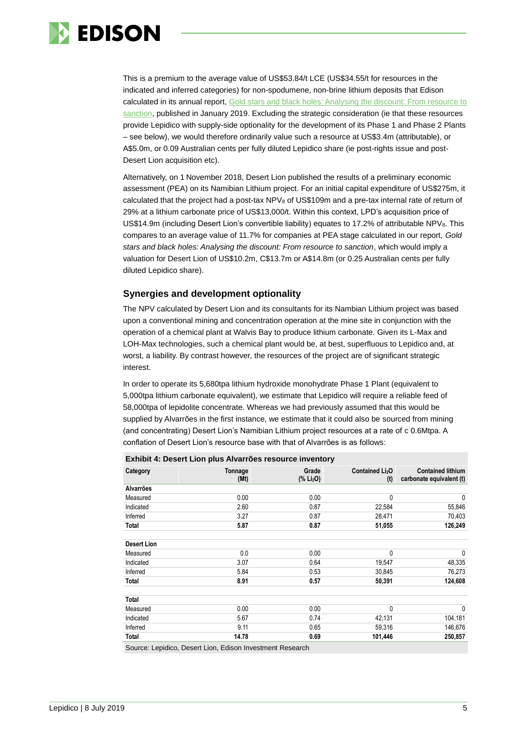This is a premium to the average value of US$53.84/t LCE (US$34.55/t for resources in the indicated and inferred categories) for non-spodumene, non-brine lithium deposits that Edison calculated in its annual report, Gold stars and black holes: Analysing the discount: From resource to sanction, published in January 2019. Excluding the strategic consideration (ie that these resources provide Lepidico with supply-side optionality for the development of its Phase 1 and Phase 2 Plants – see below), we would therefore ordinarily value such a resource at US$3.4m (attributable), or A$5.0m, or 0.09 Australian cents per fully diluted Lepidico share (ie post-rights issue and post-Desert Lion acquisition etc).

Alternatively, on 1 November 2018, Desert Lion published the results of a preliminary economic assessment (PEA) on its Namibian Lithium project. For an initial capital expenditure of US$275m, it calculated that the project had a post-tax $NPV_8$ of US$109m and a pre-tax internal rate of return of 29% at a lithium carbonate price of US$13,000/t. Within this context, LPD's acquisition price of US$14.9m (including Desert Lion's convertible liability) equates to 17.2% of attributable $NPV_8$. This compares to an average value of 11.7% for companies at PEA stage calculated in our report, *Gold stars and black holes: Analysing the discount: From resource to sanction*, which would imply a valuation for Desert Lion of US$10.2m, C$13.7m or A$14.8m (or 0.25 Australian cents per fully diluted Lepidico share).

## Synergies and development optionality

The NPV calculated by Desert Lion and its consultants for its Nambian Lithium project was based upon a conventional mining and concentration operation at the mine site in conjunction with the operation of a chemical plant at Walvis Bay to produce lithium carbonate. Given its L-Max and LOH-Max technologies, such a chemical plant would be, at best, superfluous to Lepidico and, at worst, a liability. By contrast however, the resources of the project are of significant strategic interest.

In order to operate its 5,680tpa lithium hydroxide monohydrate Phase 1 Plant (equivalent to 5,000tpa lithium carbonate equivalent), we estimate that Lepidico will require a reliable feed of 58,000tpa of lepidolite concentrate. Whereas we had previously assumed that this would be supplied by Alvarrões in the first instance, we estimate that it could also be sourced from mining (and concentrating) Desert Lion's Namibian Lithium project resources at a rate of c 0.6Mtpa. A conflation of Desert Lion's resource base with that of Alvarrões is as follows:

**Exhibit 4: Desert Lion plus Alvarrões resource inventory**

| Category | Tonnage (Mt) | Grade (% $Li_2O$) | Contained $Li_2O$ (t) | Contained lithium carbonate equivalent (t) |
|---|---|---|---|---|
| **Alvarrões** | | | | |
| Measured | 0.00 | 0.00 | 0 | 0 |
| Indicated | 2.60 | 0.87 | 22,584 | 55,846 |
| Inferred | 3.27 | 0.87 | 28,471 | 70,403 |
| **Total** | **5.87** | **0.87** | **51,055** | **126,249** |
| | | | | |
| **Desert Lion** | | | | |
| Measured | 0.0 | 0.00 | 0 | 0 |
| Indicated | 3.07 | 0.64 | 19,547 | 48,335 |
| Inferred | 5.84 | 0.53 | 30,845 | 76,273 |
| **Total** | **8.91** | **0.57** | **50,391** | **124,608** |
| | | | | |
| **Total** | | | | |
| Measured | 0.00 | 0.00 | 0 | 0 |
| Indicated | 5.67 | 0.74 | 42,131 | 104,181 |
| Inferred | 9.11 | 0.65 | 59,316 | 146,676 |
| **Total** | **14.78** | **0.69** | **101,446** | **250,857** |

Source: Lepidico, Desert Lion, Edison Investment Research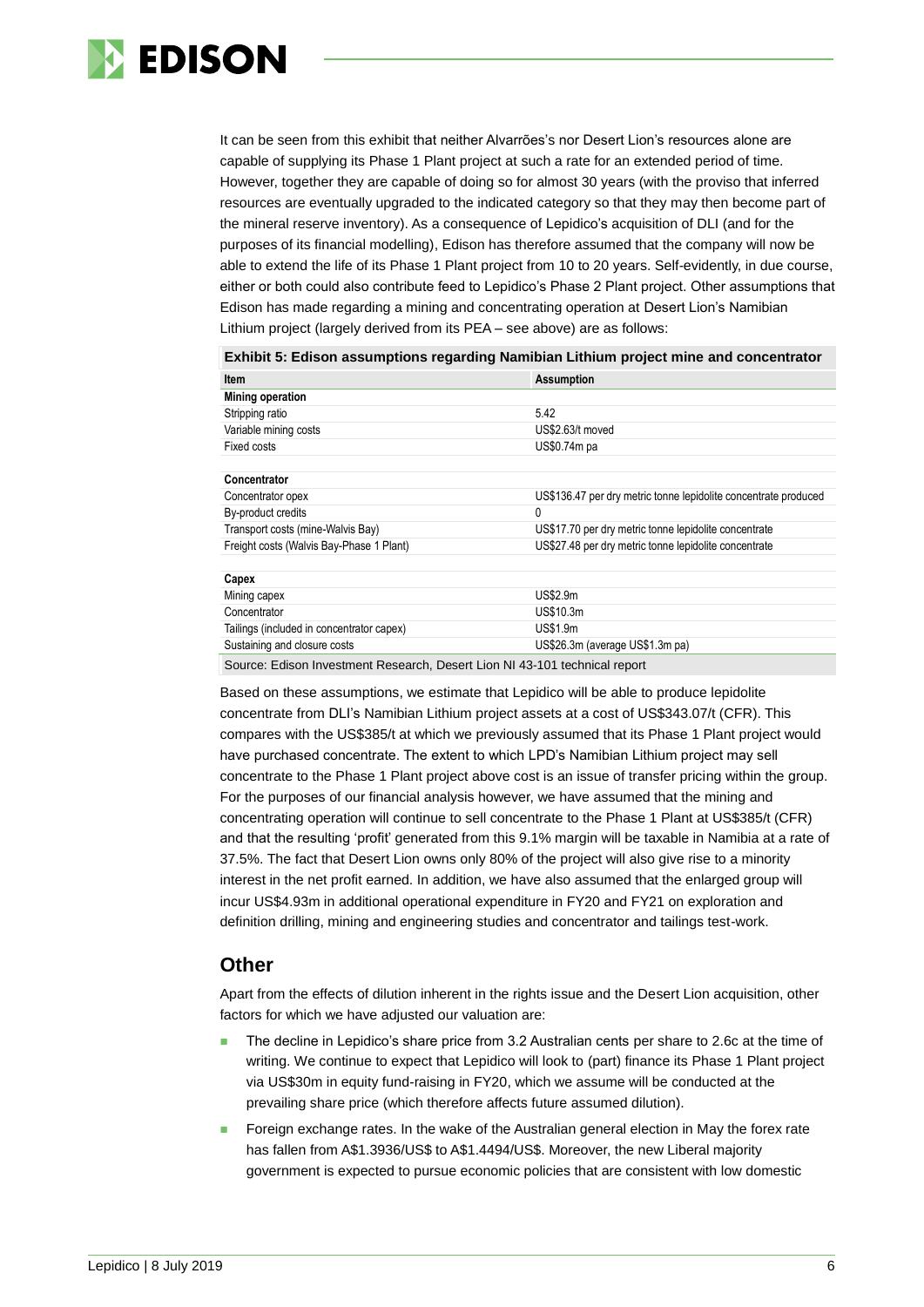It can be seen from this exhibit that neither Alvarrões's nor Desert Lion's resources alone are capable of supplying its Phase 1 Plant project at such a rate for an extended period of time. However, together they are capable of doing so for almost 30 years (with the proviso that inferred resources are eventually upgraded to the indicated category so that they may then become part of the mineral reserve inventory). As a consequence of Lepidico's acquisition of DLI (and for the purposes of its financial modelling), Edison has therefore assumed that the company will now be able to extend the life of its Phase 1 Plant project from 10 to 20 years. Self-evidently, in due course, either or both could also contribute feed to Lepidico's Phase 2 Plant project. Other assumptions that Edison has made regarding a mining and concentrating operation at Desert Lion's Namibian Lithium project (largely derived from its PEA – see above) are as follows:

**Exhibit 5: Edison assumptions regarding Namibian Lithium project mine and concentrator**

| Item | Assumption |
|---|---|
| **Mining operation** | |
| Stripping ratio | 5.42 |
| Variable mining costs | US$2.63/t moved |
| Fixed costs | US$0.74m pa |
| | |
| **Concentrator** | |
| Concentrator opex | US$136.47 per dry metric tonne lepidolite concentrate produced |
| By-product credits | 0 |
| Transport costs (mine-Walvis Bay) | US$17.70 per dry metric tonne lepidolite concentrate |
| Freight costs (Walvis Bay-Phase 1 Plant) | US$27.48 per dry metric tonne lepidolite concentrate |
| | |
| **Capex** | |
| Mining capex | US$2.9m |
| Concentrator | US$10.3m |
| Tailings (included in concentrator capex) | US$1.9m |
| Sustaining and closure costs | US$26.3m (average US$1.3m pa) |

Source: Edison Investment Research, Desert Lion NI 43-101 technical report

Based on these assumptions, we estimate that Lepidico will be able to produce lepidolite concentrate from DLI's Namibian Lithium project assets at a cost of US$343.07/t (CFR). This compares with the US$385/t at which we previously assumed that its Phase 1 Plant project would have purchased concentrate. The extent to which LPD's Namibian Lithium project may sell concentrate to the Phase 1 Plant project above cost is an issue of transfer pricing within the group. For the purposes of our financial analysis however, we have assumed that the mining and concentrating operation will continue to sell concentrate to the Phase 1 Plant at US$385/t (CFR) and that the resulting 'profit' generated from this 9.1% margin will be taxable in Namibia at a rate of 37.5%. The fact that Desert Lion owns only 80% of the project will also give rise to a minority interest in the net profit earned. In addition, we have also assumed that the enlarged group will incur US$4.93m in additional operational expenditure in FY20 and FY21 on exploration and definition drilling, mining and engineering studies and concentrator and tailings test-work.

## Other

Apart from the effects of dilution inherent in the rights issue and the Desert Lion acquisition, other factors for which we have adjusted our valuation are:

- The decline in Lepidico's share price from 3.2 Australian cents per share to 2.6c at the time of writing. We continue to expect that Lepidico will look to (part) finance its Phase 1 Plant project via US$30m in equity fund-raising in FY20, which we assume will be conducted at the prevailing share price (which therefore affects future assumed dilution).
- Foreign exchange rates. In the wake of the Australian general election in May the forex rate has fallen from A$1.3936/US$ to A$1.4494/US$. Moreover, the new Liberal majority government is expected to pursue economic policies that are consistent with low domestic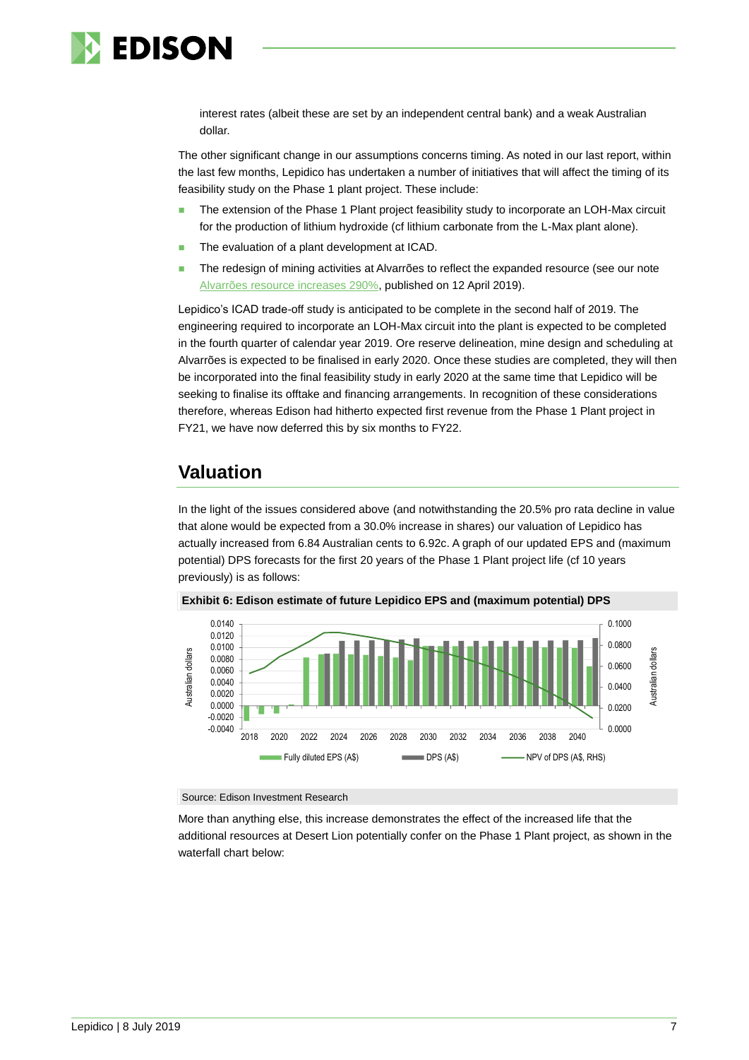interest rates (albeit these are set by an independent central bank) and a weak Australian dollar.

The other significant change in our assumptions concerns timing. As noted in our last report, within the last few months, Lepidico has undertaken a number of initiatives that will affect the timing of its feasibility study on the Phase 1 plant project. These include:

- The extension of the Phase 1 Plant project feasibility study to incorporate an LOH-Max circuit for the production of lithium hydroxide (cf lithium carbonate from the L-Max plant alone).
- The evaluation of a plant development at ICAD.
- The redesign of mining activities at Alvarrões to reflect the expanded resource (see our note Alvarrões resource increases 290%, published on 12 April 2019).

Lepidico's ICAD trade-off study is anticipated to be complete in the second half of 2019. The engineering required to incorporate an LOH-Max circuit into the plant is expected to be completed in the fourth quarter of calendar year 2019. Ore reserve delineation, mine design and scheduling at Alvarrões is expected to be finalised in early 2020. Once these studies are completed, they will then be incorporated into the final feasibility study in early 2020 at the same time that Lepidico will be seeking to finalise its offtake and financing arrangements. In recognition of these considerations therefore, whereas Edison had hitherto expected first revenue from the Phase 1 Plant project in FY21, we have now deferred this by six months to FY22.

## Valuation

In the light of the issues considered above (and notwithstanding the 20.5% pro rata decline in value that alone would be expected from a 30.0% increase in shares) our valuation of Lepidico has actually increased from 6.84 Australian cents to 6.92c. A graph of our updated EPS and (maximum potential) DPS forecasts for the first 20 years of the Phase 1 Plant project life (cf 10 years previously) is as follows:

**Exhibit 6: Edison estimate of future Lepidico EPS and (maximum potential) DPS**

Source: Edison Investment Research

More than anything else, this increase demonstrates the effect of the increased life that the additional resources at Desert Lion potentially confer on the Phase 1 Plant project, as shown in the waterfall chart below: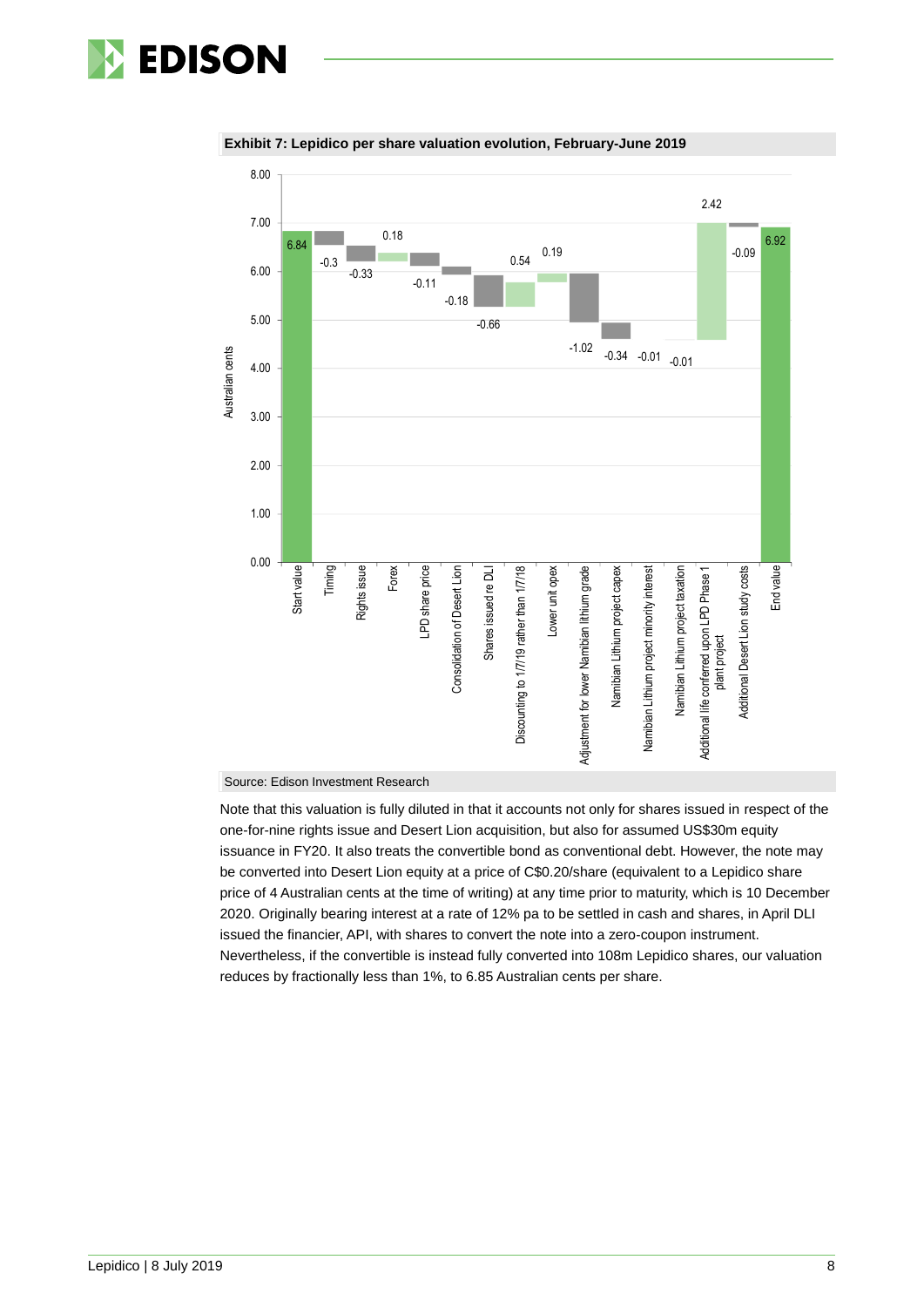**Exhibit 7: Lepidico per share valuation evolution, February-June 2019**

| Item | Australian cents |
| --- | --- |
| Start value | 6.84 |
| Timing | -0.3 |
| Rights issue | -0.33 |
| Forex | 0.18 |
| LPD share price | -0.11 |
| Consolidation of Desert Lion | -0.18 |
| Shares issued re DLI | -0.66 |
| Discounting to 1/7/19 rather than 1/7/18 | 0.54 |
| Lower unit opex | 0.19 |
| Adjustment for lower Namibian lithium grade | -1.02 |
| Namibian Lithium project capex | -0.34 |
| Namibian Lithium project minority interest | -0.01 |
| Namibian Lithium project taxation | -0.01 |
| Additional life conferred upon LPD Phase 1 plant project | 2.42 |
| Additional Desert Lion study costs | -0.09 |
| End value | 6.92 |

Source: Edison Investment Research

Note that this valuation is fully diluted in that it accounts not only for shares issued in respect of the one-for-nine rights issue and Desert Lion acquisition, but also for assumed US$30m equity issuance in FY20. It also treats the convertible bond as conventional debt. However, the note may be converted into Desert Lion equity at a price of C$0.20/share (equivalent to a Lepidico share price of 4 Australian cents at the time of writing) at any time prior to maturity, which is 10 December 2020. Originally bearing interest at a rate of 12% pa to be settled in cash and shares, in April DLI issued the financier, API, with shares to convert the note into a zero-coupon instrument. Nevertheless, if the convertible is instead fully converted into 108m Lepidico shares, our valuation reduces by fractionally less than 1%, to 6.85 Australian cents per share.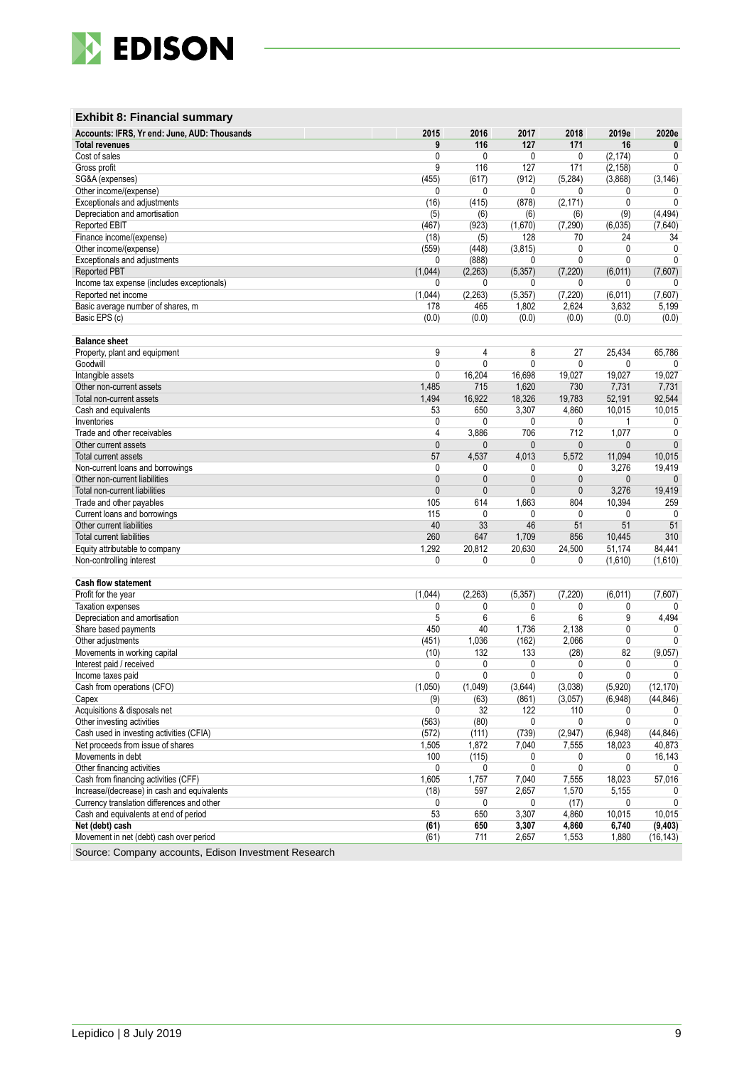## Exhibit 8: Financial summary

| Accounts: IFRS, Yr end: June, AUD: Thousands | 2015 | 2016 | 2017 | 2018 | 2019e | 2020e |
|---|---|---|---|---|---|---|
| **Total revenues** | **9** | **116** | **127** | **171** | **16** | **0** |
| Cost of sales | 0 | 0 | 0 | 0 | (2,174) | 0 |
| Gross profit | 9 | 116 | 127 | 171 | (2,158) | 0 |
| SG&A (expenses) | (455) | (617) | (912) | (5,284) | (3,868) | (3,146) |
| Other income/(expense) | 0 | 0 | 0 | 0 | 0 | 0 |
| Exceptionals and adjustments | (16) | (415) | (878) | (2,171) | 0 | 0 |
| Depreciation and amortisation | (5) | (6) | (6) | (6) | (9) | (4,494) |
| Reported EBIT | (467) | (923) | (1,670) | (7,290) | (6,035) | (7,640) |
| Finance income/(expense) | (18) | (5) | 128 | 70 | 24 | 34 |
| Other income/(expense) | (559) | (448) | (3,815) | 0 | 0 | 0 |
| Exceptionals and adjustments | 0 | (888) | 0 | 0 | 0 | 0 |
| Reported PBT | (1,044) | (2,263) | (5,357) | (7,220) | (6,011) | (7,607) |
| Income tax expense (includes exceptionals) | 0 | 0 | 0 | 0 | 0 | 0 |
| Reported net income | (1,044) | (2,263) | (5,357) | (7,220) | (6,011) | (7,607) |
| Basic average number of shares, m | 178 | 465 | 1,802 | 2,624 | 3,632 | 5,199 |
| Basic EPS (c) | (0.0) | (0.0) | (0.0) | (0.0) | (0.0) | (0.0) |
| | | | | | | |
| **Balance sheet** | | | | | | |
| Property, plant and equipment | 9 | 4 | 8 | 27 | 25,434 | 65,786 |
| Goodwill | 0 | 0 | 0 | 0 | 0 | 0 |
| Intangible assets | 0 | 16,204 | 16,698 | 19,027 | 19,027 | 19,027 |
| Other non-current assets | 1,485 | 715 | 1,620 | 730 | 7,731 | 7,731 |
| Total non-current assets | 1,494 | 16,922 | 18,326 | 19,783 | 52,191 | 92,544 |
| Cash and equivalents | 53 | 650 | 3,307 | 4,860 | 10,015 | 10,015 |
| Inventories | 0 | 0 | 0 | 0 | 1 | 0 |
| Trade and other receivables | 4 | 3,886 | 706 | 712 | 1,077 | 0 |
| Other current assets | 0 | 0 | 0 | 0 | 0 | 0 |
| Total current assets | 57 | 4,537 | 4,013 | 5,572 | 11,094 | 10,015 |
| Non-current loans and borrowings | 0 | 0 | 0 | 0 | 3,276 | 19,419 |
| Other non-current liabilities | 0 | 0 | 0 | 0 | 0 | 0 |
| Total non-current liabilities | 0 | 0 | 0 | 0 | 3,276 | 19,419 |
| Trade and other payables | 105 | 614 | 1,663 | 804 | 10,394 | 259 |
| Current loans and borrowings | 115 | 0 | 0 | 0 | 0 | 0 |
| Other current liabilities | 40 | 33 | 46 | 51 | 51 | 51 |
| Total current liabilities | 260 | 647 | 1,709 | 856 | 10,445 | 310 |
| Equity attributable to company | 1,292 | 20,812 | 20,630 | 24,500 | 51,174 | 84,441 |
| Non-controlling interest | 0 | 0 | 0 | 0 | (1,610) | (1,610) |
| | | | | | | |
| **Cash flow statement** | | | | | | |
| Profit for the year | (1,044) | (2,263) | (5,357) | (7,220) | (6,011) | (7,607) |
| Taxation expenses | 0 | 0 | 0 | 0 | 0 | 0 |
| Depreciation and amortisation | 5 | 6 | 6 | 6 | 9 | 4,494 |
| Share based payments | 450 | 40 | 1,736 | 2,138 | 0 | 0 |
| Other adjustments | (451) | 1,036 | (162) | 2,066 | 0 | 0 |
| Movements in working capital | (10) | 132 | 133 | (28) | 82 | (9,057) |
| Interest paid / received | 0 | 0 | 0 | 0 | 0 | 0 |
| Income taxes paid | 0 | 0 | 0 | 0 | 0 | 0 |
| Cash from operations (CFO) | (1,050) | (1,049) | (3,644) | (3,038) | (5,920) | (12,170) |
| Capex | (9) | (63) | (861) | (3,057) | (6,948) | (44,846) |
| Acquisitions & disposals net | 0 | 32 | 122 | 110 | 0 | 0 |
| Other investing activities | (563) | (80) | 0 | 0 | 0 | 0 |
| Cash used in investing activities (CFIA) | (572) | (111) | (739) | (2,947) | (6,948) | (44,846) |
| Net proceeds from issue of shares | 1,505 | 1,872 | 7,040 | 7,555 | 18,023 | 40,873 |
| Movements in debt | 100 | (115) | 0 | 0 | 0 | 16,143 |
| Other financing activities | 0 | 0 | 0 | 0 | 0 | 0 |
| Cash from financing activities (CFF) | 1,605 | 1,757 | 7,040 | 7,555 | 18,023 | 57,016 |
| Increase/(decrease) in cash and equivalents | (18) | 597 | 2,657 | 1,570 | 5,155 | 0 |
| Currency translation differences and other | 0 | 0 | 0 | (17) | 0 | 0 |
| Cash and equivalents at end of period | 53 | 650 | 3,307 | 4,860 | 10,015 | 10,015 |
| **Net (debt) cash** | **(61)** | **650** | **3,307** | **4,860** | **6,740** | **(9,403)** |
| Movement in net (debt) cash over period | (61) | 711 | 2,657 | 1,553 | 1,880 | (16,143) |

Source: Company accounts, Edison Investment Research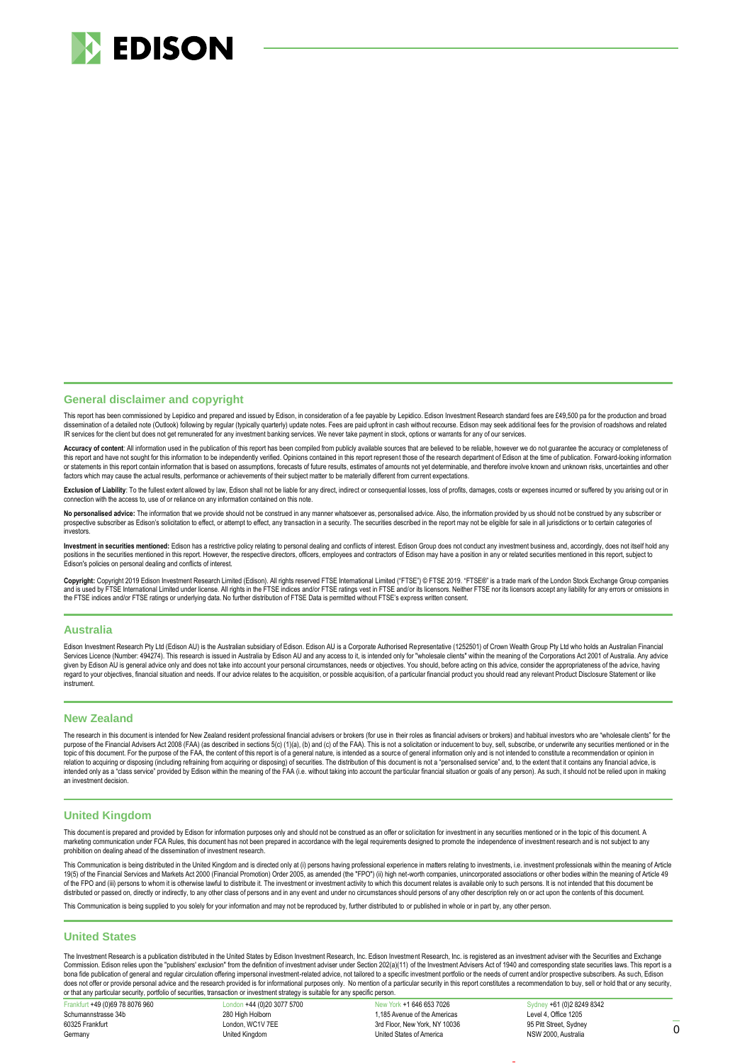## General disclaimer and copyright

This report has been commissioned by Lepidico and prepared and issued by Edison, in consideration of a fee payable by Lepidico. Edison Investment Research standard fees are £49,500 pa for the production and broad dissemination of a detailed note (Outlook) following by regular (typically quarterly) update notes. Fees are paid upfront in cash without recourse. Edison may seek additional fees for the provision of roadshows and related IR services for the client but does not get remunerated for any investment banking services. We never take payment in stock, options or warrants for any of our services.

**Accuracy of content**: All information used in the publication of this report has been compiled from publicly available sources that are believed to be reliable, however we do not guarantee the accuracy or completeness of this report and have not sought for this information to be independently verified. Opinions contained in this report represent those of the research department of Edison at the time of publication. Forward-looking information or statements in this report contain information that is based on assumptions, forecasts of future results, estimates of amounts not yet determinable, and therefore involve known and unknown risks, uncertainties and other factors which may cause the actual results, performance or achievements of their subject matter to be materially different from current expectations.

**Exclusion of Liability**: To the fullest extent allowed by law, Edison shall not be liable for any direct, indirect or consequential losses, loss of profits, damages, costs or expenses incurred or suffered by you arising out or in connection with the access to, use of or reliance on any information contained on this note.

**No personalised advice:** The information that we provide should not be construed in any manner whatsoever as, personalised advice. Also, the information provided by us should not be construed by any subscriber or prospective subscriber as Edison's solicitation to effect, or attempt to effect, any transaction in a security. The securities described in the report may not be eligible for sale in all jurisdictions or to certain categories of investors.

**Investment in securities mentioned:** Edison has a restrictive policy relating to personal dealing and conflicts of interest. Edison Group does not conduct any investment business and, accordingly, does not itself hold any positions in the securities mentioned in this report. However, the respective directors, officers, employees and contractors of Edison may have a position in any or related securities mentioned in this report, subject to Edison's policies on personal dealing and conflicts of interest.

**Copyright:** Copyright 2019 Edison Investment Research Limited (Edison). All rights reserved FTSE International Limited ("FTSE") © FTSE 2019. "FTSE®" is a trade mark of the London Stock Exchange Group companies and is used by FTSE International Limited under license. All rights in the FTSE indices and/or FTSE ratings vest in FTSE and/or its licensors. Neither FTSE nor its licensors accept any liability for any errors or omissions in the FTSE indices and/or FTSE ratings or underlying data. No further distribution of FTSE Data is permitted without FTSE's express written consent.

## Australia

Edison Investment Research Pty Ltd (Edison AU) is the Australian subsidiary of Edison. Edison AU is a Corporate Authorised Representative (1252501) of Crown Wealth Group Pty Ltd who holds an Australian Financial Services Licence (Number: 494274). This research is issued in Australia by Edison AU and any access to it, is intended only for "wholesale clients" within the meaning of the Corporations Act 2001 of Australia. Any advice given by Edison AU is general advice only and does not take into account your personal circumstances, needs or objectives. You should, before acting on this advice, consider the appropriateness of the advice, having regard to your objectives, financial situation and needs. If our advice relates to the acquisition, or possible acquisition, of a particular financial product you should read any relevant Product Disclosure Statement or like instrument.

## New Zealand

The research in this document is intended for New Zealand resident professional financial advisers or brokers (for use in their roles as financial advisers or brokers) and habitual investors who are "wholesale clients" for the purpose of the Financial Advisers Act 2008 (FAA) (as described in sections 5(c) (1)(a), (b) and (c) of the FAA). This is not a solicitation or inducement to buy, sell, subscribe, or underwrite any securities mentioned or in the topic of this document. For the purpose of the FAA, the content of this report is of a general nature, is intended as a source of general information only and is not intended to constitute a recommendation or opinion in relation to acquiring or disposing (including refraining from acquiring or disposing) of securities. The distribution of this document is not a "personalised service" and, to the extent that it contains any financial advice, is intended only as a "class service" provided by Edison within the meaning of the FAA (i.e. without taking into account the particular financial situation or goals of any person). As such, it should not be relied upon in making an investment decision.

## United Kingdom

This document is prepared and provided by Edison for information purposes only and should not be construed as an offer or solicitation for investment in any securities mentioned or in the topic of this document. A marketing communication under FCA Rules, this document has not been prepared in accordance with the legal requirements designed to promote the independence of investment research and is not subject to any prohibition on dealing ahead of the dissemination of investment research.

This Communication is being distributed in the United Kingdom and is directed only at (i) persons having professional experience in matters relating to investments, i.e. investment professionals within the meaning of Article 19(5) of the Financial Services and Markets Act 2000 (Financial Promotion) Order 2005, as amended (the "FPO") (ii) high net-worth companies, unincorporated associations or other bodies within the meaning of Article 49 of the FPO and (iii) persons to whom it is otherwise lawful to distribute it. The investment or investment activity to which this document relates is available only to such persons. It is not intended that this document be distributed or passed on, directly or indirectly, to any other class of persons and in any event and under no circumstances should persons of any other description rely on or act upon the contents of this document.

This Communication is being supplied to you solely for your information and may not be reproduced by, further distributed to or published in whole or in part by, any other person.

## United States

The Investment Research is a publication distributed in the United States by Edison Investment Research, Inc. Edison Investment Research, Inc. is registered as an investment adviser with the Securities and Exchange Commission. Edison relies upon the "publishers' exclusion" from the definition of investment adviser under Section 202(a)(11) of the Investment Advisers Act of 1940 and corresponding state securities laws. This report is a bona fide publication of general and regular circulation offering impersonal investment-related advice, not tailored to a specific investment portfolio or the needs of current and/or prospective subscribers. As such, Edison does not offer or provide personal advice and the research provided is for informational purposes only. No mention of a particular security in this report constitutes a recommendation to buy, sell or hold that or any security, or that any particular security, portfolio of securities, transaction or investment strategy is suitable for any specific person.

Frankfurt +49 (0)69 78 8076 960
Schumannstrasse 34b
60325 Frankfurt
Germany

London +44 (0)20 3077 5700
280 High Holborn
London, WC1V 7EE
United Kingdom

New York +1 646 653 7026
1,185 Avenue of the Americas
3rd Floor, New York, NY 10036
United States of America

Sydney +61 (0)2 8249 8342
Level 4, Office 1205
95 Pitt Street, Sydney
NSW 2000, Australia